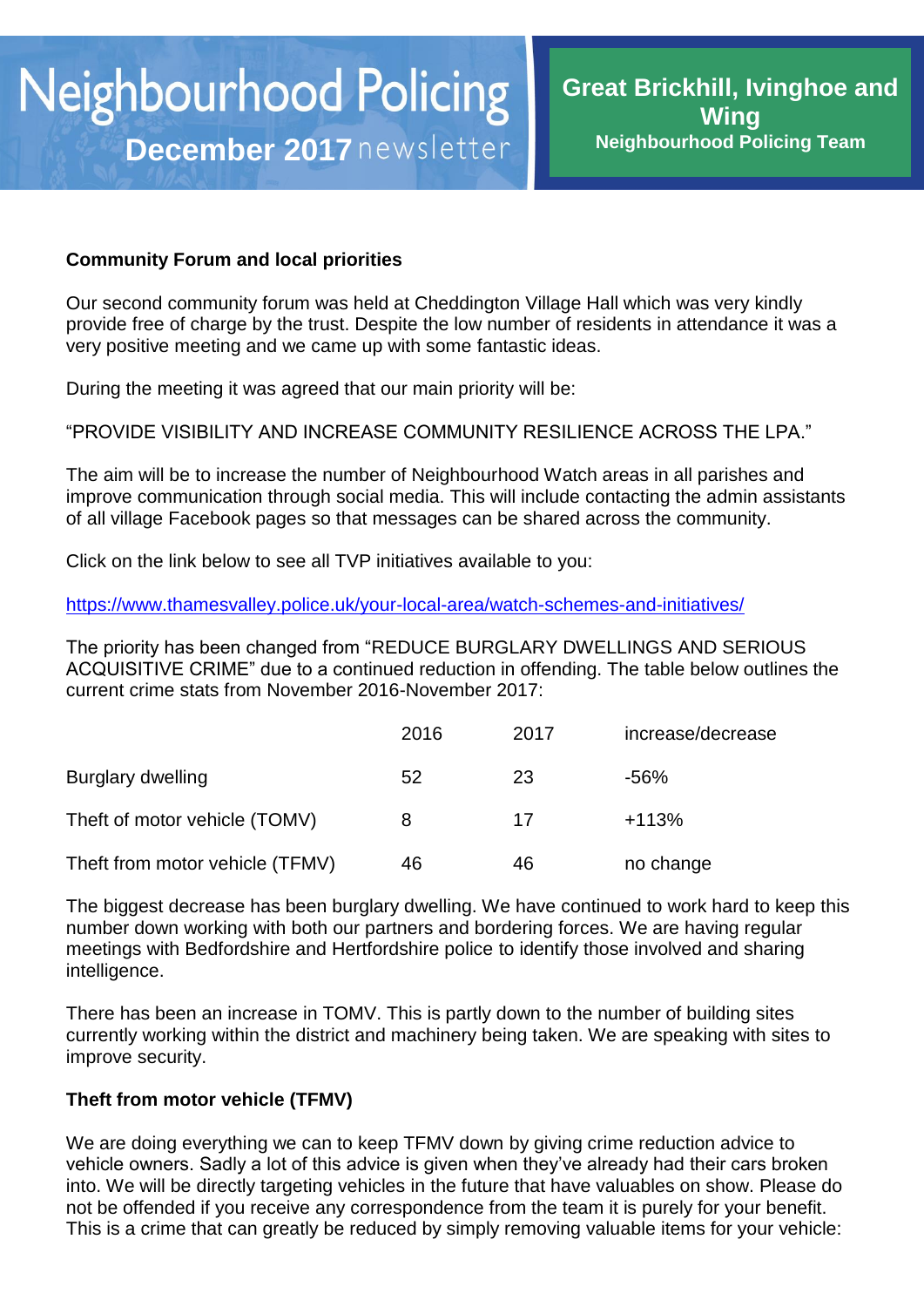# Neighbourhood Policing

**December 2017** newsletter

**Great Brickhill, Ivinghoe and Wing**
**Neighbourhood Policing Team**

## Community Forum and local priorities

Our second community forum was held at Cheddington Village Hall which was very kindly provide free of charge by the trust. Despite the low number of residents in attendance it was a very positive meeting and we came up with some fantastic ideas.

During the meeting it was agreed that our main priority will be:

"PROVIDE VISIBILITY AND INCREASE COMMUNITY RESILIENCE ACROSS THE LPA."

The aim will be to increase the number of Neighbourhood Watch areas in all parishes and improve communication through social media. This will include contacting the admin assistants of all village Facebook pages so that messages can be shared across the community.

Click on the link below to see all TVP initiatives available to you:

https://www.thamesvalley.police.uk/your-local-area/watch-schemes-and-initiatives/

The priority has been changed from "REDUCE BURGLARY DWELLINGS AND SERIOUS ACQUISITIVE CRIME" due to a continued reduction in offending. The table below outlines the current crime stats from November 2016-November 2017:

| | 2016 | 2017 | increase/decrease |
|---|---|---|---|
| Burglary dwelling | 52 | 23 | -56% |
| Theft of motor vehicle (TOMV) | 8 | 17 | +113% |
| Theft from motor vehicle (TFMV) | 46 | 46 | no change |

The biggest decrease has been burglary dwelling. We have continued to work hard to keep this number down working with both our partners and bordering forces. We are having regular meetings with Bedfordshire and Hertfordshire police to identify those involved and sharing intelligence.

There has been an increase in TOMV. This is partly down to the number of building sites currently working within the district and machinery being taken. We are speaking with sites to improve security.

## Theft from motor vehicle (TFMV)

We are doing everything we can to keep TFMV down by giving crime reduction advice to vehicle owners. Sadly a lot of this advice is given when they've already had their cars broken into. We will be directly targeting vehicles in the future that have valuables on show. Please do not be offended if you receive any correspondence from the team it is purely for your benefit. This is a crime that can greatly be reduced by simply removing valuable items for your vehicle: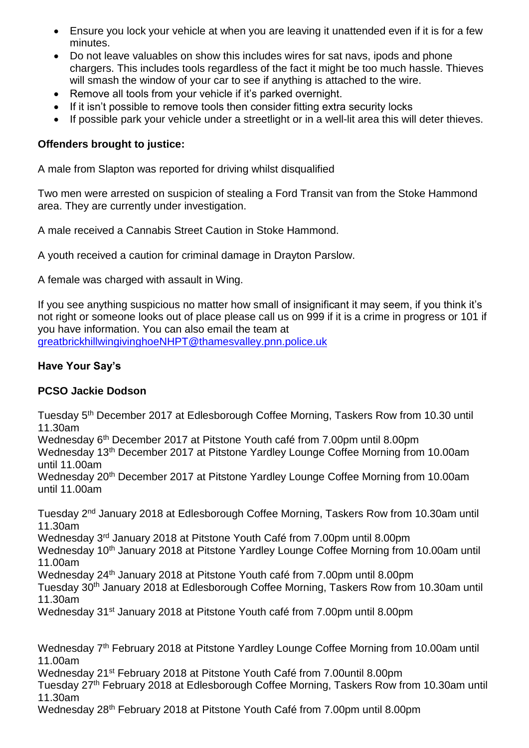- Ensure you lock your vehicle at when you are leaving it unattended even if it is for a few minutes.
- Do not leave valuables on show this includes wires for sat navs, ipods and phone chargers. This includes tools regardless of the fact it might be too much hassle. Thieves will smash the window of your car to see if anything is attached to the wire.
- Remove all tools from your vehicle if it's parked overnight.
- If it isn't possible to remove tools then consider fitting extra security locks
- If possible park your vehicle under a streetlight or in a well-lit area this will deter thieves.

**Offenders brought to justice:**

A male from Slapton was reported for driving whilst disqualified

Two men were arrested on suspicion of stealing a Ford Transit van from the Stoke Hammond area. They are currently under investigation.

A male received a Cannabis Street Caution in Stoke Hammond.

A youth received a caution for criminal damage in Drayton Parslow.

A female was charged with assault in Wing.

If you see anything suspicious no matter how small of insignificant it may seem, if you think it's not right or someone looks out of place please call us on 999 if it is a crime in progress or 101 if you have information. You can also email the team at greatbrickhillwingivinghoeNHPT@thamesvalley.pnn.police.uk

**Have Your Say's**

**PCSO Jackie Dodson**

Tuesday 5th December 2017 at Edlesborough Coffee Morning, Taskers Row from 10.30 until 11.30am
Wednesday 6th December 2017 at Pitstone Youth café from 7.00pm until 8.00pm
Wednesday 13th December 2017 at Pitstone Yardley Lounge Coffee Morning from 10.00am until 11.00am
Wednesday 20th December 2017 at Pitstone Yardley Lounge Coffee Morning from 10.00am until 11.00am

Tuesday 2nd January 2018 at Edlesborough Coffee Morning, Taskers Row from 10.30am until 11.30am
Wednesday 3rd January 2018 at Pitstone Youth Café from 7.00pm until 8.00pm
Wednesday 10th January 2018 at Pitstone Yardley Lounge Coffee Morning from 10.00am until 11.00am
Wednesday 24th January 2018 at Pitstone Youth café from 7.00pm until 8.00pm
Tuesday 30th January 2018 at Edlesborough Coffee Morning, Taskers Row from 10.30am until 11.30am
Wednesday 31st January 2018 at Pitstone Youth café from 7.00pm until 8.00pm

Wednesday 7th February 2018 at Pitstone Yardley Lounge Coffee Morning from 10.00am until 11.00am
Wednesday 21st February 2018 at Pitstone Youth Café from 7.00until 8.00pm
Tuesday 27th February 2018 at Edlesborough Coffee Morning, Taskers Row from 10.30am until 11.30am
Wednesday 28th February 2018 at Pitstone Youth Café from 7.00pm until 8.00pm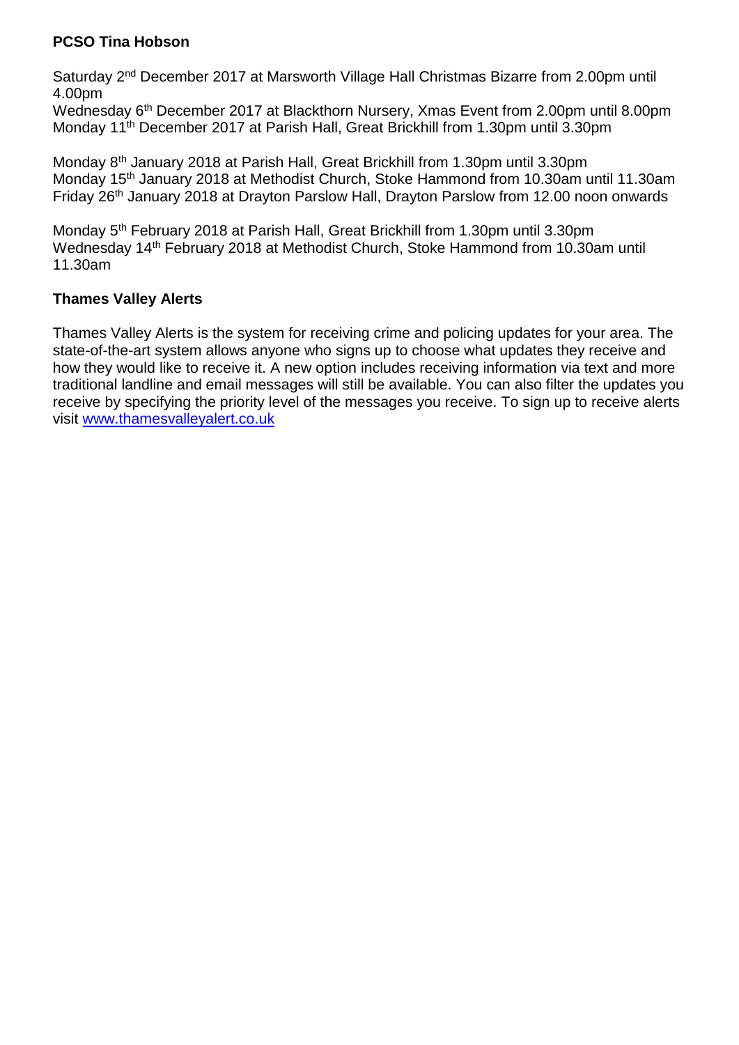**PCSO Tina Hobson**

Saturday 2[nd] December 2017 at Marsworth Village Hall Christmas Bizarre from 2.00pm until 4.00pm
Wednesday 6[th] December 2017 at Blackthorn Nursery, Xmas Event from 2.00pm until 8.00pm
Monday 11[th] December 2017 at Parish Hall, Great Brickhill from 1.30pm until 3.30pm

Monday 8[th] January 2018 at Parish Hall, Great Brickhill from 1.30pm until 3.30pm
Monday 15[th] January 2018 at Methodist Church, Stoke Hammond from 10.30am until 11.30am
Friday 26[th] January 2018 at Drayton Parslow Hall, Drayton Parslow from 12.00 noon onwards

Monday 5[th] February 2018 at Parish Hall, Great Brickhill from 1.30pm until 3.30pm
Wednesday 14[th] February 2018 at Methodist Church, Stoke Hammond from 10.30am until 11.30am

**Thames Valley Alerts**

Thames Valley Alerts is the system for receiving crime and policing updates for your area. The state-of-the-art system allows anyone who signs up to choose what updates they receive and how they would like to receive it. A new option includes receiving information via text and more traditional landline and email messages will still be available. You can also filter the updates you receive by specifying the priority level of the messages you receive. To sign up to receive alerts visit [www.thamesvalleyalert.co.uk](http://www.thamesvalleyalert.co.uk)